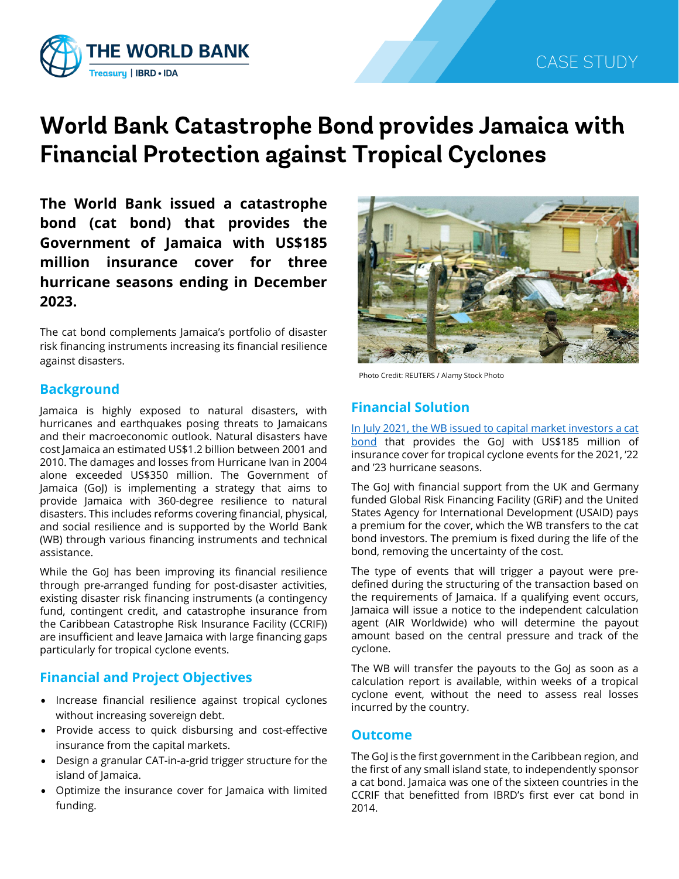THE WORLD BANK
Treasury | IBRD • IDA

CASE STUDY

# World Bank Catastrophe Bond provides Jamaica with Financial Protection against Tropical Cyclones

**The World Bank issued a catastrophe bond (cat bond) that provides the Government of Jamaica with US$185 million insurance cover for three hurricane seasons ending in December 2023.**

The cat bond complements Jamaica's portfolio of disaster risk financing instruments increasing its financial resilience against disasters.

Photo Credit: REUTERS / Alamy Stock Photo

## Background

Jamaica is highly exposed to natural disasters, with hurricanes and earthquakes posing threats to Jamaicans and their macroeconomic outlook. Natural disasters have cost Jamaica an estimated US$1.2 billion between 2001 and 2010. The damages and losses from Hurricane Ivan in 2004 alone exceeded US$350 million. The Government of Jamaica (GoJ) is implementing a strategy that aims to provide Jamaica with 360-degree resilience to natural disasters. This includes reforms covering financial, physical, and social resilience and is supported by the World Bank (WB) through various financing instruments and technical assistance.

While the GoJ has been improving its financial resilience through pre-arranged funding for post-disaster activities, existing disaster risk financing instruments (a contingency fund, contingent credit, and catastrophe insurance from the Caribbean Catastrophe Risk Insurance Facility (CCRIF)) are insufficient and leave Jamaica with large financing gaps particularly for tropical cyclone events.

## Financial and Project Objectives

- Increase financial resilience against tropical cyclones without increasing sovereign debt.
- Provide access to quick disbursing and cost-effective insurance from the capital markets.
- Design a granular CAT-in-a-grid trigger structure for the island of Jamaica.
- Optimize the insurance cover for Jamaica with limited funding.

## Financial Solution

In July 2021, the WB issued to capital market investors a cat bond that provides the GoJ with US$185 million of insurance cover for tropical cyclone events for the 2021, '22 and '23 hurricane seasons.

The GoJ with financial support from the UK and Germany funded Global Risk Financing Facility (GRiF) and the United States Agency for International Development (USAID) pays a premium for the cover, which the WB transfers to the cat bond investors. The premium is fixed during the life of the bond, removing the uncertainty of the cost.

The type of events that will trigger a payout were pre-defined during the structuring of the transaction based on the requirements of Jamaica. If a qualifying event occurs, Jamaica will issue a notice to the independent calculation agent (AIR Worldwide) who will determine the payout amount based on the central pressure and track of the cyclone.

The WB will transfer the payouts to the GoJ as soon as a calculation report is available, within weeks of a tropical cyclone event, without the need to assess real losses incurred by the country.

## Outcome

The GoJ is the first government in the Caribbean region, and the first of any small island state, to independently sponsor a cat bond. Jamaica was one of the sixteen countries in the CCRIF that benefitted from IBRD's first ever cat bond in 2014.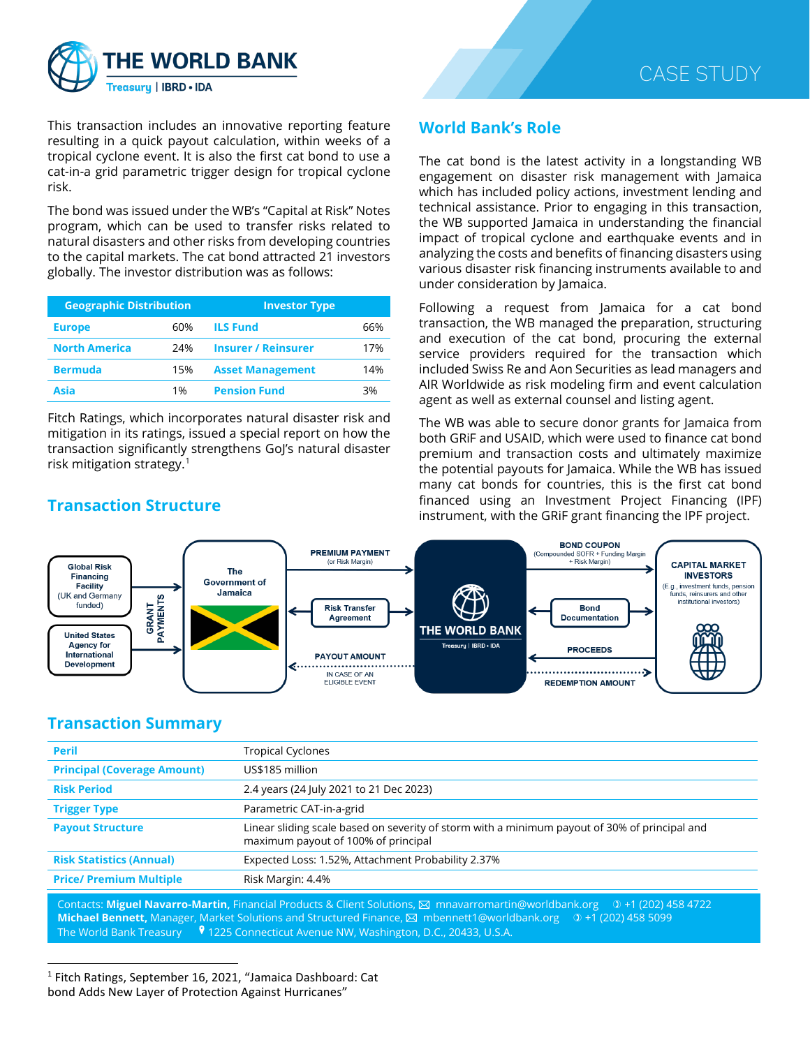This transaction includes an innovative reporting feature resulting in a quick payout calculation, within weeks of a tropical cyclone event. It is also the first cat bond to use a cat-in-a grid parametric trigger design for tropical cyclone risk.

The bond was issued under the WB's "Capital at Risk" Notes program, which can be used to transfer risks related to natural disasters and other risks from developing countries to the capital markets. The cat bond attracted 21 investors globally. The investor distribution was as follows:

| Geographic Distribution | | Investor Type | |
|---|---|---|---|
| **Europe** | 60% | **ILS Fund** | 66% |
| **North America** | 24% | **Insurer / Reinsurer** | 17% |
| **Bermuda** | 15% | **Asset Management** | 14% |
| **Asia** | 1% | **Pension Fund** | 3% |

Fitch Ratings, which incorporates natural disaster risk and mitigation in its ratings, issued a special report on how the transaction significantly strengthens GoJ's natural disaster risk mitigation strategy.[1]

## World Bank's Role

The cat bond is the latest activity in a longstanding WB engagement on disaster risk management with Jamaica which has included policy actions, investment lending and technical assistance. Prior to engaging in this transaction, the WB supported Jamaica in understanding the financial impact of tropical cyclone and earthquake events and in analyzing the costs and benefits of financing disasters using various disaster risk financing instruments available to and under consideration by Jamaica.

Following a request from Jamaica for a cat bond transaction, the WB managed the preparation, structuring and execution of the cat bond, procuring the external service providers required for the transaction which included Swiss Re and Aon Securities as lead managers and AIR Worldwide as risk modeling firm and event calculation agent as well as external counsel and listing agent.

The WB was able to secure donor grants for Jamaica from both GRiF and USAID, which were used to finance cat bond premium and transaction costs and ultimately maximize the potential payouts for Jamaica. While the WB has issued many cat bonds for countries, this is the first cat bond financed using an Investment Project Financing (IPF) instrument, with the GRiF grant financing the IPF project.

## Transaction Structure

Global Risk Financing Facility (UK and Germany funded)

United States Agency for International Development

GRANT PAYMENTS

The Government of Jamaica

PREMIUM PAYMENT (or Risk Margin)

Risk Transfer Agreement

PAYOUT AMOUNT IN CASE OF AN ELIGIBLE EVENT

THE WORLD BANK Treasury | IBRD • IDA

BOND COUPON (Compounded SOFR + Funding Margin + Risk Margin)

Bond Documentation

PROCEEDS

REDEMPTION AMOUNT

CAPITAL MARKET INVESTORS (E.g., investment funds, pension funds, reinsurers and other institutional investors)

## Transaction Summary

| | |
|---|---|
| **Peril** | Tropical Cyclones |
| **Principal (Coverage Amount)** | US$185 million |
| **Risk Period** | 2.4 years (24 July 2021 to 21 Dec 2023) |
| **Trigger Type** | Parametric CAT-in-a-grid |
| **Payout Structure** | Linear sliding scale based on severity of storm with a minimum payout of 30% of principal and maximum payout of 100% of principal |
| **Risk Statistics (Annual)** | Expected Loss: 1.52%, Attachment Probability 2.37% |
| **Price/ Premium Multiple** | Risk Margin: 4.4% |

Contacts: **Miguel Navarro-Martin,** Financial Products & Client Solutions, mnavarromartin@worldbank.org +1 (202) 458 4722
**Michael Bennett,** Manager, Market Solutions and Structured Finance, mbennett1@worldbank.org +1 (202) 458 5099
The World Bank Treasury 1225 Connecticut Avenue NW, Washington, D.C., 20433, U.S.A.

[1] Fitch Ratings, September 16, 2021, "Jamaica Dashboard: Cat bond Adds New Layer of Protection Against Hurricanes"